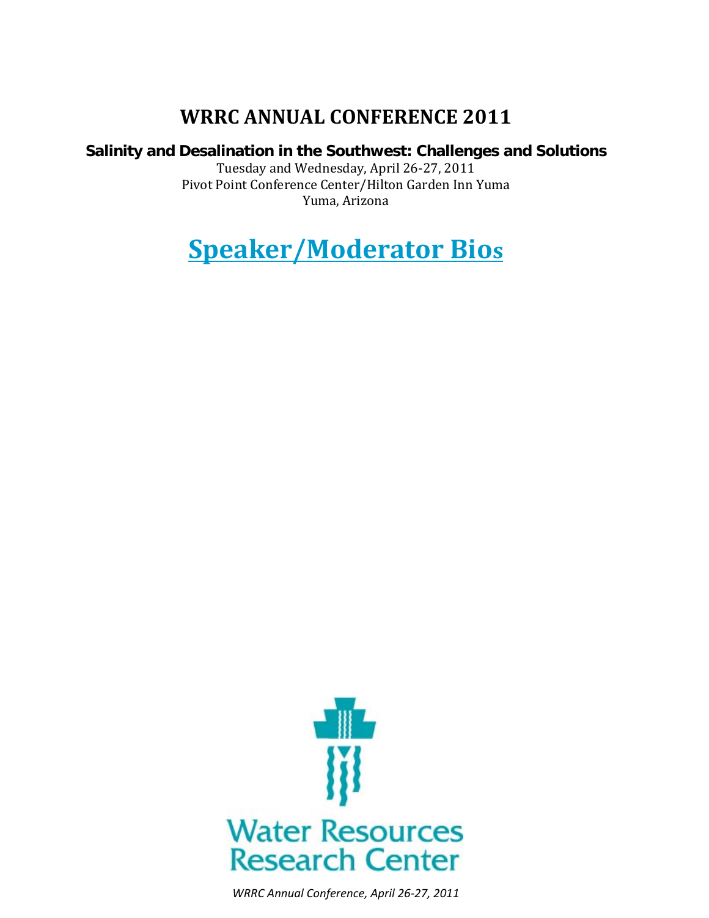# WRRC ANNUAL CONFERENCE 2011

**Salinity and Desalination in the Southwest: Challenges and Solutions**

Tuesday and Wednesday, April 26-27, 2011
Pivot Point Conference Center/Hilton Garden Inn Yuma
Yuma, Arizona

## Speaker/Moderator Bios

Water Resources Research Center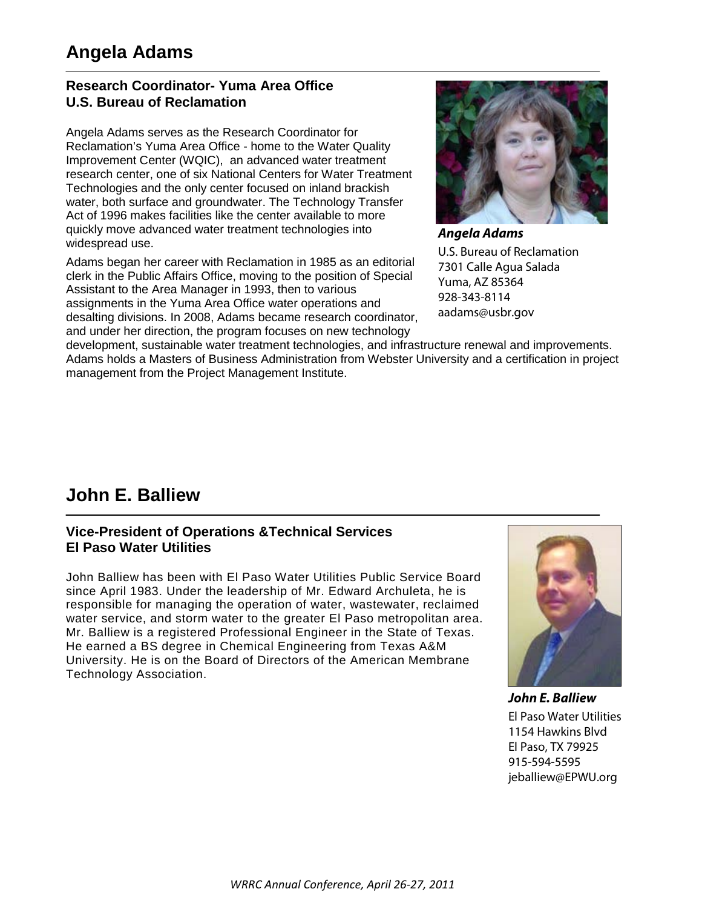# Angela Adams

## Research Coordinator- Yuma Area Office
## U.S. Bureau of Reclamation

Angela Adams serves as the Research Coordinator for Reclamation's Yuma Area Office - home to the Water Quality Improvement Center (WQIC), an advanced water treatment research center, one of six National Centers for Water Treatment Technologies and the only center focused on inland brackish water, both surface and groundwater. The Technology Transfer Act of 1996 makes facilities like the center available to more quickly move advanced water treatment technologies into widespread use.

Adams began her career with Reclamation in 1985 as an editorial clerk in the Public Affairs Office, moving to the position of Special Assistant to the Area Manager in 1993, then to various assignments in the Yuma Area Office water operations and desalting divisions. In 2008, Adams became research coordinator, and under her direction, the program focuses on new technology development, sustainable water treatment technologies, and infrastructure renewal and improvements. Adams holds a Masters of Business Administration from Webster University and a certification in project management from the Project Management Institute.

***Angela Adams***
U.S. Bureau of Reclamation
7301 Calle Agua Salada
Yuma, AZ 85364
928-343-8114
aadams@usbr.gov

# John E. Balliew

## Vice-President of Operations &Technical Services
## El Paso Water Utilities

John Balliew has been with El Paso Water Utilities Public Service Board since April 1983. Under the leadership of Mr. Edward Archuleta, he is responsible for managing the operation of water, wastewater, reclaimed water service, and storm water to the greater El Paso metropolitan area. Mr. Balliew is a registered Professional Engineer in the State of Texas. He earned a BS degree in Chemical Engineering from Texas A&M University. He is on the Board of Directors of the American Membrane Technology Association.

***John E. Balliew***
El Paso Water Utilities
1154 Hawkins Blvd
El Paso, TX 79925
915-594-5595
jeballiew@EPWU.org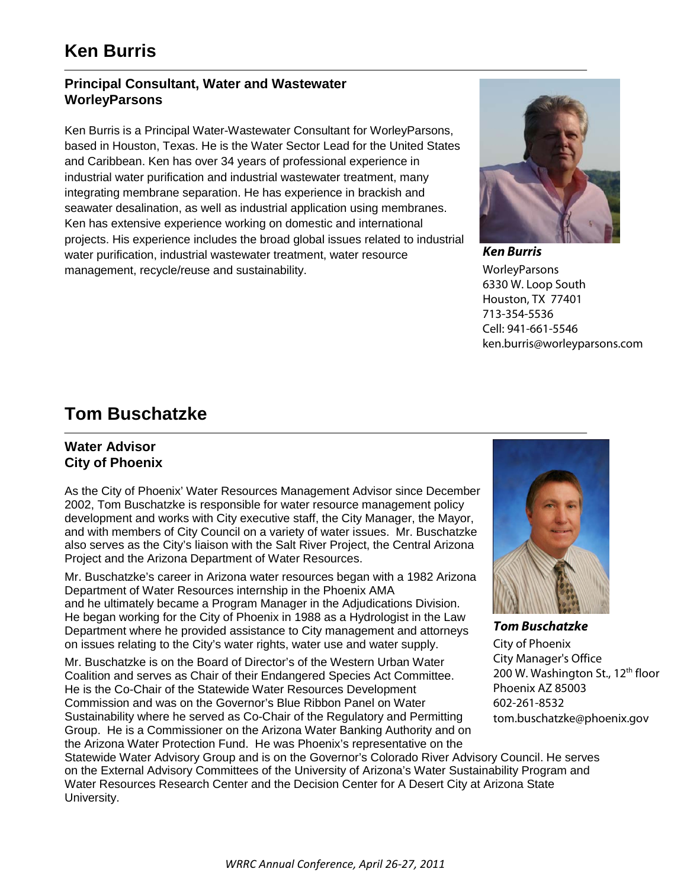# Ken Burris

### Principal Consultant, Water and Wastewater
### WorleyParsons

Ken Burris is a Principal Water-Wastewater Consultant for WorleyParsons, based in Houston, Texas. He is the Water Sector Lead for the United States and Caribbean. Ken has over 34 years of professional experience in industrial water purification and industrial wastewater treatment, many integrating membrane separation. He has experience in brackish and seawater desalination, as well as industrial application using membranes. Ken has extensive experience working on domestic and international projects. His experience includes the broad global issues related to industrial water purification, industrial wastewater treatment, water resource management, recycle/reuse and sustainability.

***Ken Burris***
WorleyParsons
6330 W. Loop South
Houston, TX 77401
713-354-5536
Cell: 941-661-5546
ken.burris@worleyparsons.com

# Tom Buschatzke

### Water Advisor
### City of Phoenix

As the City of Phoenix' Water Resources Management Advisor since December 2002, Tom Buschatzke is responsible for water resource management policy development and works with City executive staff, the City Manager, the Mayor, and with members of City Council on a variety of water issues. Mr. Buschatzke also serves as the City's liaison with the Salt River Project, the Central Arizona Project and the Arizona Department of Water Resources.

Mr. Buschatzke's career in Arizona water resources began with a 1982 Arizona Department of Water Resources internship in the Phoenix AMA and he ultimately became a Program Manager in the Adjudications Division. He began working for the City of Phoenix in 1988 as a Hydrologist in the Law Department where he provided assistance to City management and attorneys on issues relating to the City's water rights, water use and water supply.

Mr. Buschatzke is on the Board of Director's of the Western Urban Water Coalition and serves as Chair of their Endangered Species Act Committee. He is the Co-Chair of the Statewide Water Resources Development Commission and was on the Governor's Blue Ribbon Panel on Water Sustainability where he served as Co-Chair of the Regulatory and Permitting Group. He is a Commissioner on the Arizona Water Banking Authority and on the Arizona Water Protection Fund. He was Phoenix's representative on the Statewide Water Advisory Group and is on the Governor's Colorado River Advisory Council. He serves on the External Advisory Committees of the University of Arizona's Water Sustainability Program and Water Resources Research Center and the Decision Center for A Desert City at Arizona State University.

***Tom Buschatzke***
City of Phoenix
City Manager's Office
200 W. Washington St., 12th floor
Phoenix AZ 85003
602-261-8532
tom.buschatzke@phoenix.gov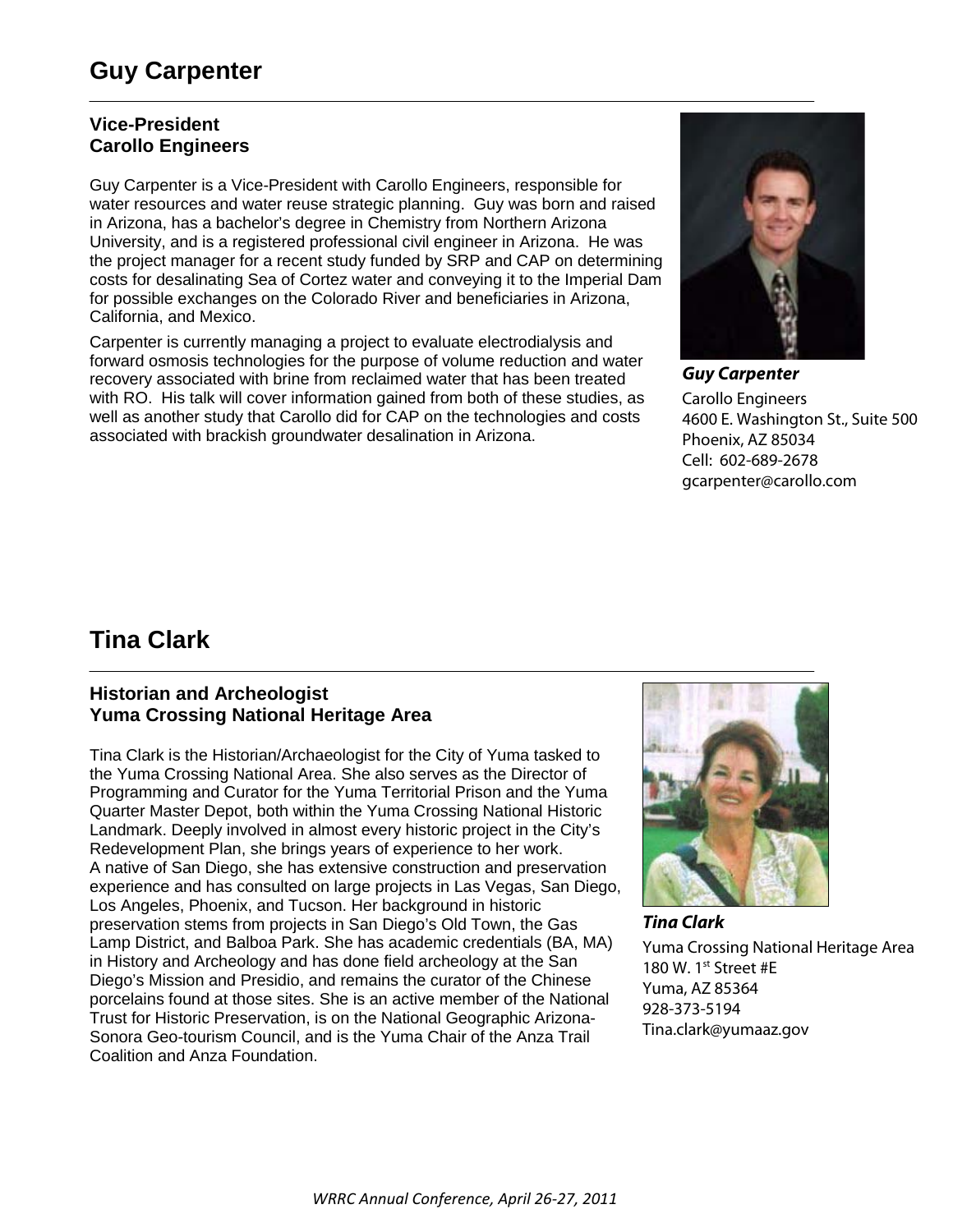# Guy Carpenter

**Vice-President**
**Carollo Engineers**

Guy Carpenter is a Vice-President with Carollo Engineers, responsible for water resources and water reuse strategic planning. Guy was born and raised in Arizona, has a bachelor's degree in Chemistry from Northern Arizona University, and is a registered professional civil engineer in Arizona. He was the project manager for a recent study funded by SRP and CAP on determining costs for desalinating Sea of Cortez water and conveying it to the Imperial Dam for possible exchanges on the Colorado River and beneficiaries in Arizona, California, and Mexico.

Carpenter is currently managing a project to evaluate electrodialysis and forward osmosis technologies for the purpose of volume reduction and water recovery associated with brine from reclaimed water that has been treated with RO. His talk will cover information gained from both of these studies, as well as another study that Carollo did for CAP on the technologies and costs associated with brackish groundwater desalination in Arizona.

***Guy Carpenter***
Carollo Engineers
4600 E. Washington St., Suite 500
Phoenix, AZ 85034
Cell: 602-689-2678
gcarpenter@carollo.com

# Tina Clark

**Historian and Archeologist**
**Yuma Crossing National Heritage Area**

Tina Clark is the Historian/Archaeologist for the City of Yuma tasked to the Yuma Crossing National Area. She also serves as the Director of Programming and Curator for the Yuma Territorial Prison and the Yuma Quarter Master Depot, both within the Yuma Crossing National Historic Landmark. Deeply involved in almost every historic project in the City's Redevelopment Plan, she brings years of experience to her work.
A native of San Diego, she has extensive construction and preservation experience and has consulted on large projects in Las Vegas, San Diego, Los Angeles, Phoenix, and Tucson. Her background in historic preservation stems from projects in San Diego's Old Town, the Gas Lamp District, and Balboa Park. She has academic credentials (BA, MA) in History and Archeology and has done field archeology at the San Diego's Mission and Presidio, and remains the curator of the Chinese porcelains found at those sites. She is an active member of the National Trust for Historic Preservation, is on the National Geographic Arizona-Sonora Geo-tourism Council, and is the Yuma Chair of the Anza Trail Coalition and Anza Foundation.

***Tina Clark***
Yuma Crossing National Heritage Area
180 W. 1st Street #E
Yuma, AZ 85364
928-373-5194
Tina.clark@yumaaz.gov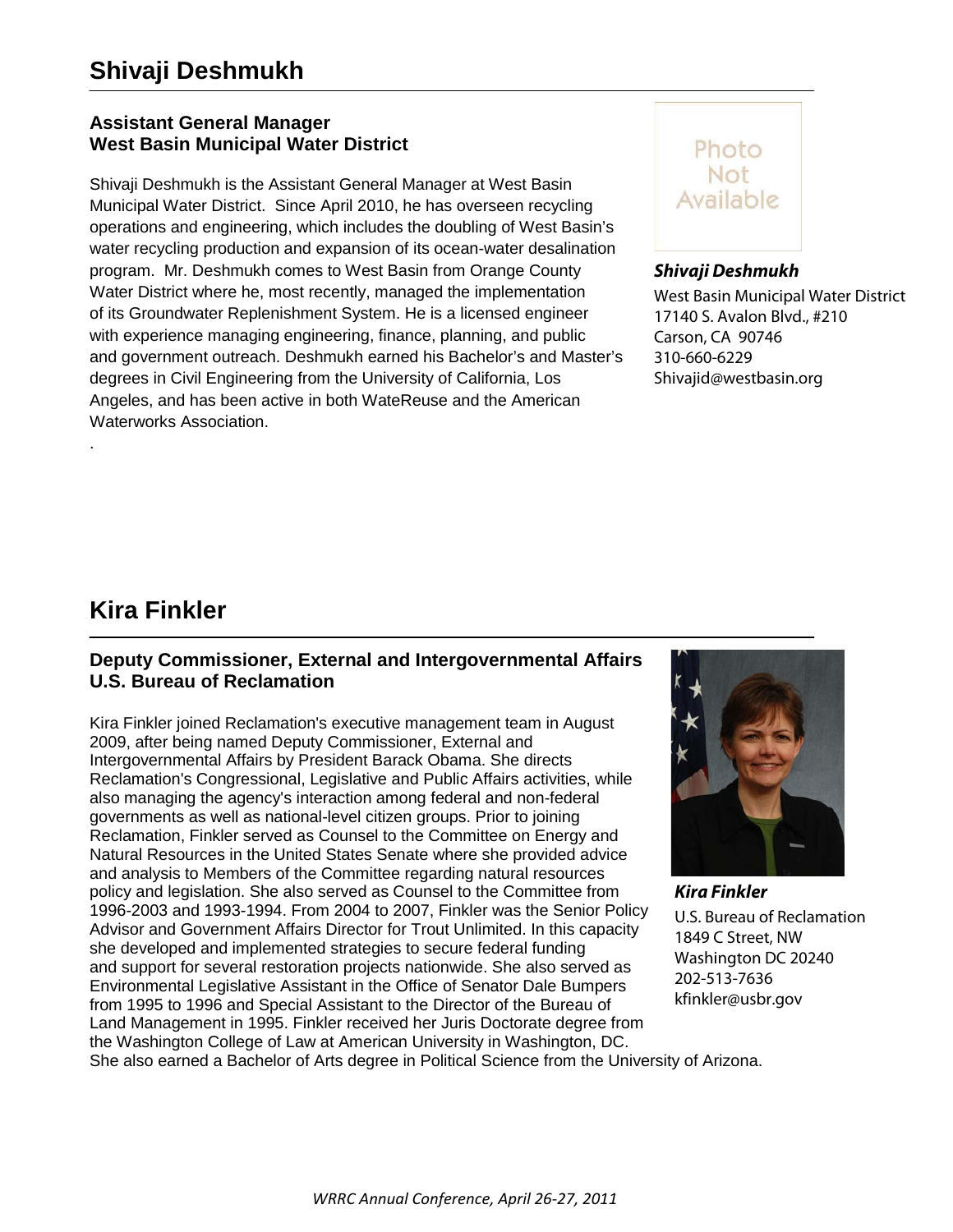## Shivaji Deshmukh

**Assistant General Manager**
**West Basin Municipal Water District**

Shivaji Deshmukh is the Assistant General Manager at West Basin Municipal Water District. Since April 2010, he has overseen recycling operations and engineering, which includes the doubling of West Basin's water recycling production and expansion of its ocean-water desalination program. Mr. Deshmukh comes to West Basin from Orange County Water District where he, most recently, managed the implementation of its Groundwater Replenishment System. He is a licensed engineer with experience managing engineering, finance, planning, and public and government outreach. Deshmukh earned his Bachelor's and Master's degrees in Civil Engineering from the University of California, Los Angeles, and has been active in both WateReuse and the American Waterworks Association.

Photo Not Available

***Shivaji Deshmukh***
West Basin Municipal Water District
17140 S. Avalon Blvd., #210
Carson, CA 90746
310-660-6229
Shivajid@westbasin.org

## Kira Finkler

**Deputy Commissioner, External and Intergovernmental Affairs**
**U.S. Bureau of Reclamation**

Kira Finkler joined Reclamation's executive management team in August 2009, after being named Deputy Commissioner, External and Intergovernmental Affairs by President Barack Obama. She directs Reclamation's Congressional, Legislative and Public Affairs activities, while also managing the agency's interaction among federal and non-federal governments as well as national-level citizen groups. Prior to joining Reclamation, Finkler served as Counsel to the Committee on Energy and Natural Resources in the United States Senate where she provided advice and analysis to Members of the Committee regarding natural resources policy and legislation. She also served as Counsel to the Committee from 1996-2003 and 1993-1994. From 2004 to 2007, Finkler was the Senior Policy Advisor and Government Affairs Director for Trout Unlimited. In this capacity she developed and implemented strategies to secure federal funding and support for several restoration projects nationwide. She also served as Environmental Legislative Assistant in the Office of Senator Dale Bumpers from 1995 to 1996 and Special Assistant to the Director of the Bureau of Land Management in 1995. Finkler received her Juris Doctorate degree from the Washington College of Law at American University in Washington, DC. She also earned a Bachelor of Arts degree in Political Science from the University of Arizona.

***Kira Finkler***
U.S. Bureau of Reclamation
1849 C Street, NW
Washington DC 20240
202-513-7636
kfinkler@usbr.gov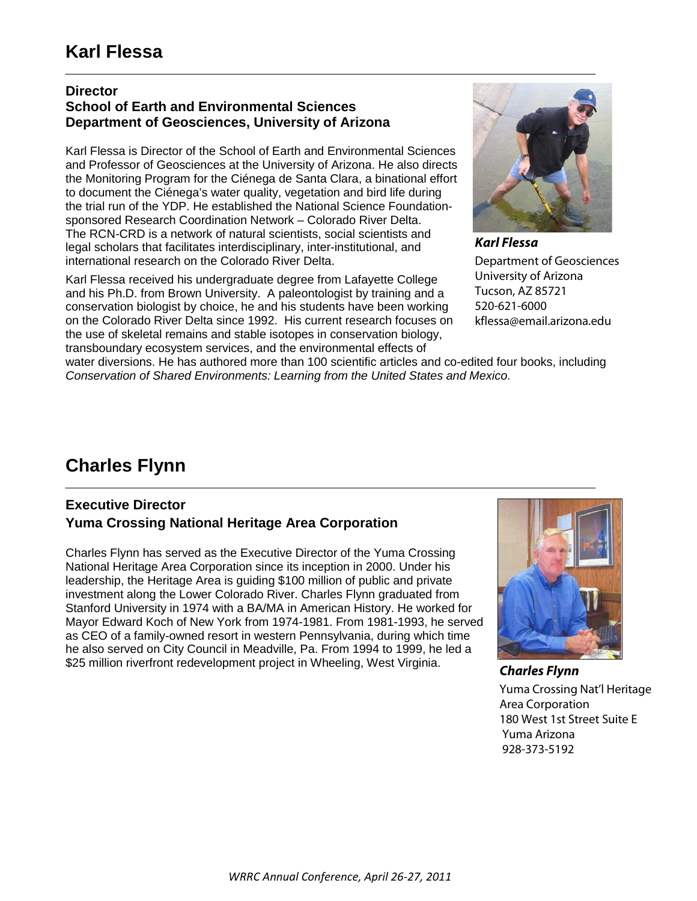# Karl Flessa

**Director**
**School of Earth and Environmental Sciences**
**Department of Geosciences, University of Arizona**

Karl Flessa is Director of the School of Earth and Environmental Sciences and Professor of Geosciences at the University of Arizona. He also directs the Monitoring Program for the Ciénega de Santa Clara, a binational effort to document the Ciénega's water quality, vegetation and bird life during the trial run of the YDP. He established the National Science Foundation-sponsored Research Coordination Network – Colorado River Delta. The RCN-CRD is a network of natural scientists, social scientists and legal scholars that facilitates interdisciplinary, inter-institutional, and international research on the Colorado River Delta.

Karl Flessa received his undergraduate degree from Lafayette College and his Ph.D. from Brown University. A paleontologist by training and a conservation biologist by choice, he and his students have been working on the Colorado River Delta since 1992. His current research focuses on the use of skeletal remains and stable isotopes in conservation biology, transboundary ecosystem services, and the environmental effects of water diversions. He has authored more than 100 scientific articles and co-edited four books, including *Conservation of Shared Environments: Learning from the United States and Mexico*.

***Karl Flessa***
Department of Geosciences
University of Arizona
Tucson, AZ 85721
520-621-6000
kflessa@email.arizona.edu

# Charles Flynn

**Executive Director**
**Yuma Crossing National Heritage Area Corporation**

Charles Flynn has served as the Executive Director of the Yuma Crossing National Heritage Area Corporation since its inception in 2000. Under his leadership, the Heritage Area is guiding $100 million of public and private investment along the Lower Colorado River. Charles Flynn graduated from Stanford University in 1974 with a BA/MA in American History. He worked for Mayor Edward Koch of New York from 1974-1981. From 1981-1993, he served as CEO of a family-owned resort in western Pennsylvania, during which time he also served on City Council in Meadville, Pa. From 1994 to 1999, he led a $25 million riverfront redevelopment project in Wheeling, West Virginia.

***Charles Flynn***
Yuma Crossing Nat'l Heritage Area Corporation
180 West 1st Street Suite E
Yuma Arizona
928-373-5192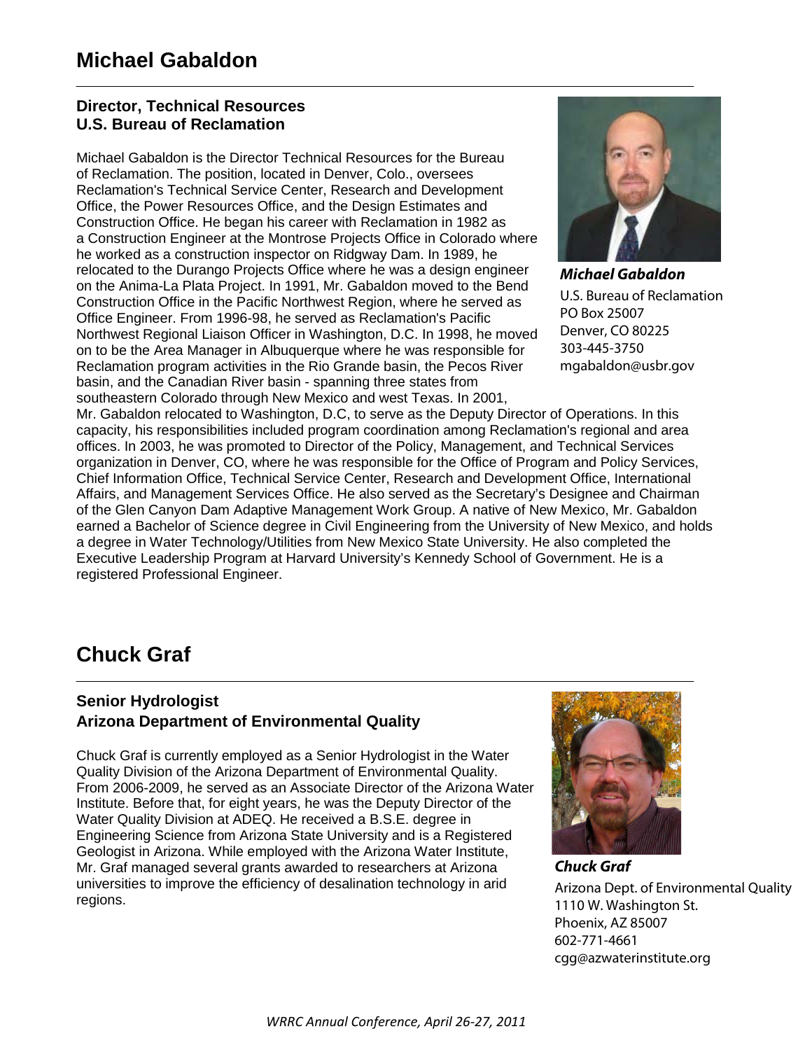# Michael Gabaldon

**Director, Technical Resources**
**U.S. Bureau of Reclamation**

Michael Gabaldon is the Director Technical Resources for the Bureau of Reclamation. The position, located in Denver, Colo., oversees Reclamation's Technical Service Center, Research and Development Office, the Power Resources Office, and the Design Estimates and Construction Office. He began his career with Reclamation in 1982 as a Construction Engineer at the Montrose Projects Office in Colorado where he worked as a construction inspector on Ridgway Dam. In 1989, he relocated to the Durango Projects Office where he was a design engineer on the Anima-La Plata Project. In 1991, Mr. Gabaldon moved to the Bend Construction Office in the Pacific Northwest Region, where he served as Office Engineer. From 1996-98, he served as Reclamation's Pacific Northwest Regional Liaison Officer in Washington, D.C. In 1998, he moved on to be the Area Manager in Albuquerque where he was responsible for Reclamation program activities in the Rio Grande basin, the Pecos River basin, and the Canadian River basin - spanning three states from southeastern Colorado through New Mexico and west Texas. In 2001, Mr. Gabaldon relocated to Washington, D.C, to serve as the Deputy Director of Operations. In this capacity, his responsibilities included program coordination among Reclamation's regional and area offices. In 2003, he was promoted to Director of the Policy, Management, and Technical Services organization in Denver, CO, where he was responsible for the Office of Program and Policy Services, Chief Information Office, Technical Service Center, Research and Development Office, International Affairs, and Management Services Office. He also served as the Secretary's Designee and Chairman of the Glen Canyon Dam Adaptive Management Work Group. A native of New Mexico, Mr. Gabaldon earned a Bachelor of Science degree in Civil Engineering from the University of New Mexico, and holds a degree in Water Technology/Utilities from New Mexico State University. He also completed the Executive Leadership Program at Harvard University's Kennedy School of Government. He is a registered Professional Engineer.

***Michael Gabaldon***
U.S. Bureau of Reclamation
PO Box 25007
Denver, CO 80225
303-445-3750
mgabaldon@usbr.gov

# Chuck Graf

**Senior Hydrologist**
**Arizona Department of Environmental Quality**

Chuck Graf is currently employed as a Senior Hydrologist in the Water Quality Division of the Arizona Department of Environmental Quality. From 2006-2009, he served as an Associate Director of the Arizona Water Institute. Before that, for eight years, he was the Deputy Director of the Water Quality Division at ADEQ. He received a B.S.E. degree in Engineering Science from Arizona State University and is a Registered Geologist in Arizona. While employed with the Arizona Water Institute, Mr. Graf managed several grants awarded to researchers at Arizona universities to improve the efficiency of desalination technology in arid regions.

***Chuck Graf***
Arizona Dept. of Environmental Quality
1110 W. Washington St.
Phoenix, AZ 85007
602-771-4661
cgg@azwaterinstitute.org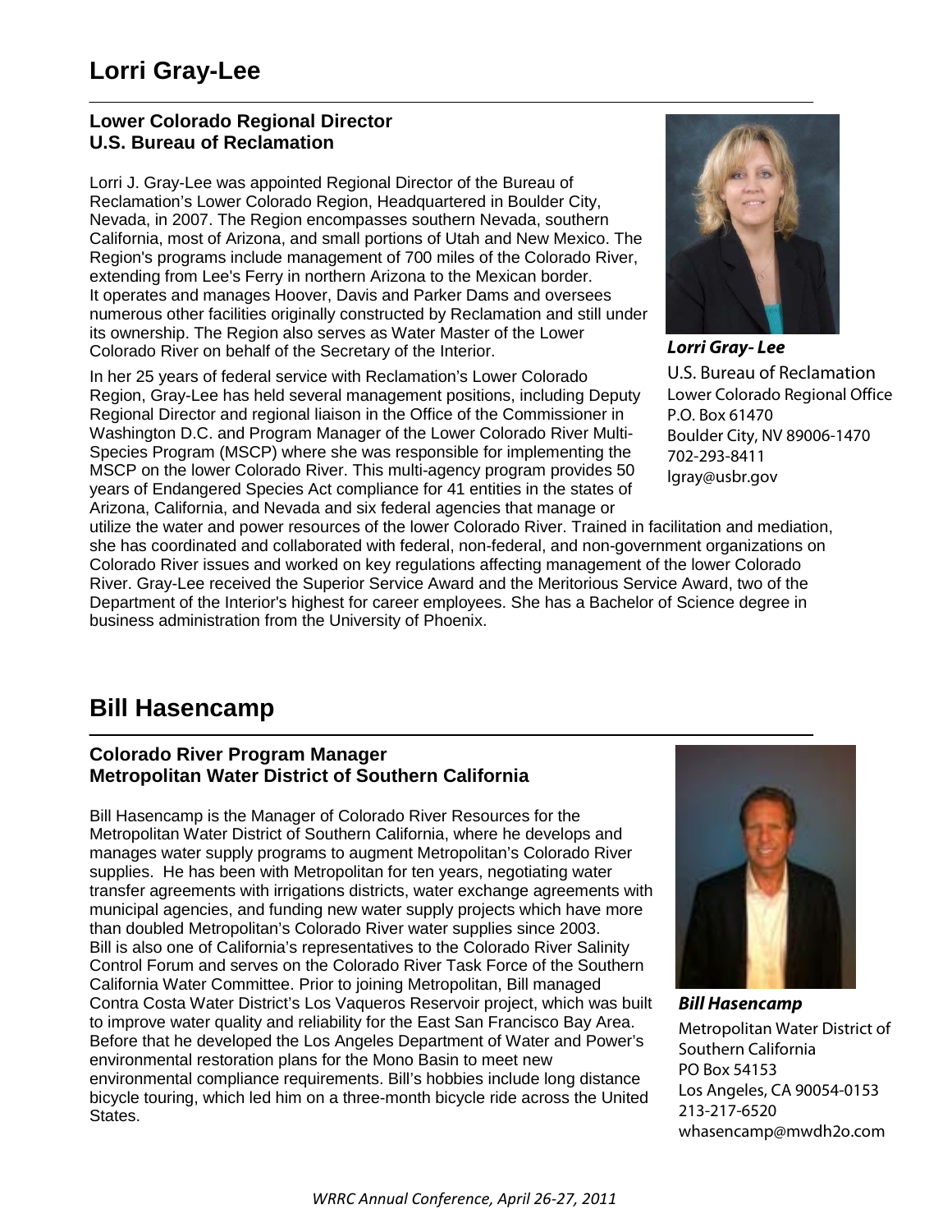# Lorri Gray-Lee

### Lower Colorado Regional Director
### U.S. Bureau of Reclamation

Lorri J. Gray-Lee was appointed Regional Director of the Bureau of Reclamation's Lower Colorado Region, Headquartered in Boulder City, Nevada, in 2007. The Region encompasses southern Nevada, southern California, most of Arizona, and small portions of Utah and New Mexico. The Region's programs include management of 700 miles of the Colorado River, extending from Lee's Ferry in northern Arizona to the Mexican border. It operates and manages Hoover, Davis and Parker Dams and oversees numerous other facilities originally constructed by Reclamation and still under its ownership. The Region also serves as Water Master of the Lower Colorado River on behalf of the Secretary of the Interior.

In her 25 years of federal service with Reclamation's Lower Colorado Region, Gray-Lee has held several management positions, including Deputy Regional Director and regional liaison in the Office of the Commissioner in Washington D.C. and Program Manager of the Lower Colorado River Multi-Species Program (MSCP) where she was responsible for implementing the MSCP on the lower Colorado River. This multi-agency program provides 50 years of Endangered Species Act compliance for 41 entities in the states of Arizona, California, and Nevada and six federal agencies that manage or utilize the water and power resources of the lower Colorado River. Trained in facilitation and mediation, she has coordinated and collaborated with federal, non-federal, and non-government organizations on Colorado River issues and worked on key regulations affecting management of the lower Colorado River. Gray-Lee received the Superior Service Award and the Meritorious Service Award, two of the Department of the Interior's highest for career employees. She has a Bachelor of Science degree in business administration from the University of Phoenix.

***Lorri Gray- Lee***
U.S. Bureau of Reclamation
Lower Colorado Regional Office
P.O. Box 61470
Boulder City, NV 89006-1470
702-293-8411
lgray@usbr.gov

# Bill Hasencamp

### Colorado River Program Manager
### Metropolitan Water District of Southern California

Bill Hasencamp is the Manager of Colorado River Resources for the Metropolitan Water District of Southern California, where he develops and manages water supply programs to augment Metropolitan's Colorado River supplies. He has been with Metropolitan for ten years, negotiating water transfer agreements with irrigations districts, water exchange agreements with municipal agencies, and funding new water supply projects which have more than doubled Metropolitan's Colorado River water supplies since 2003. Bill is also one of California's representatives to the Colorado River Salinity Control Forum and serves on the Colorado River Task Force of the Southern California Water Committee. Prior to joining Metropolitan, Bill managed Contra Costa Water District's Los Vaqueros Reservoir project, which was built to improve water quality and reliability for the East San Francisco Bay Area. Before that he developed the Los Angeles Department of Water and Power's environmental restoration plans for the Mono Basin to meet new environmental compliance requirements. Bill's hobbies include long distance bicycle touring, which led him on a three-month bicycle ride across the United States.

***Bill Hasencamp***
Metropolitan Water District of Southern California
PO Box 54153
Los Angeles, CA 90054-0153
213-217-6520
whasencamp@mwdh2o.com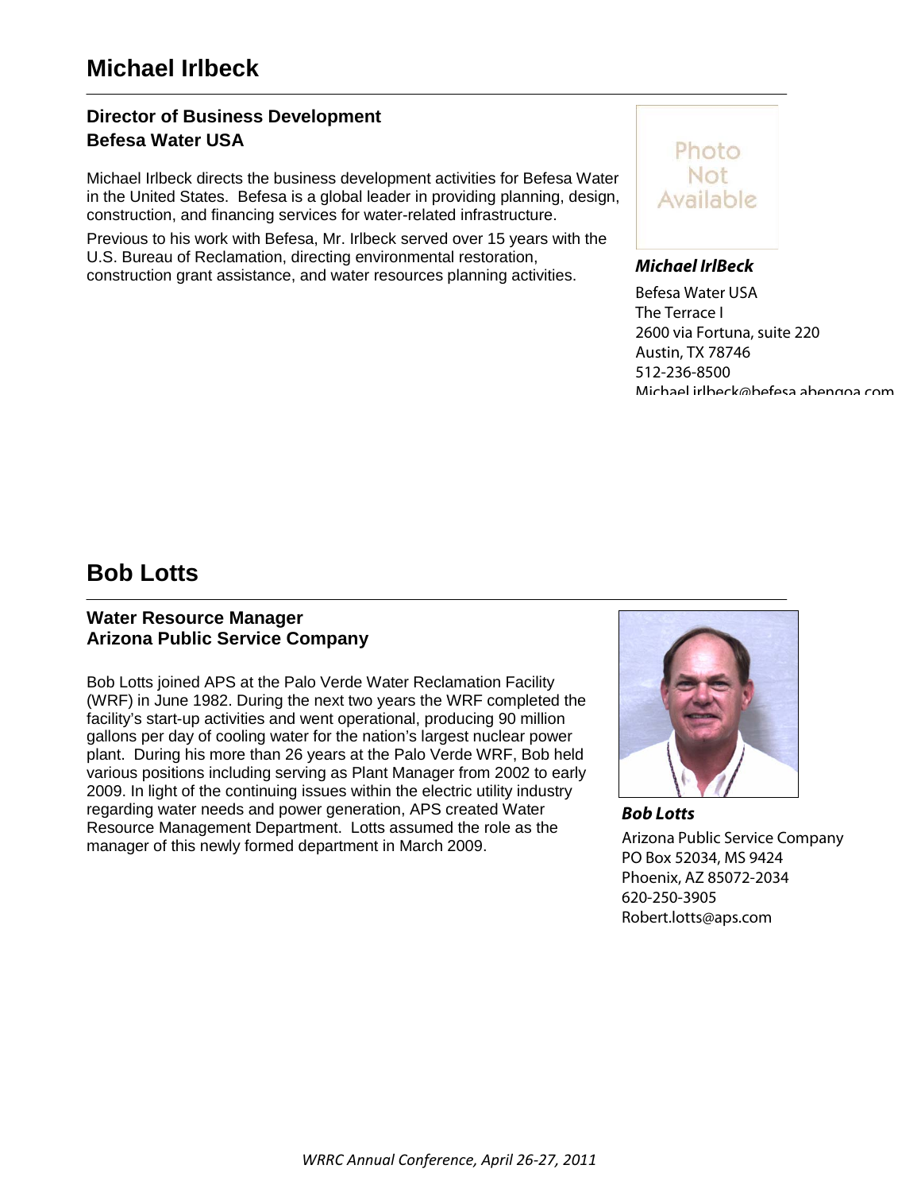# Michael Irlbeck

### Director of Business Development
### Befesa Water USA

Michael Irlbeck directs the business development activities for Befesa Water in the United States. Befesa is a global leader in providing planning, design, construction, and financing services for water-related infrastructure.

Previous to his work with Befesa, Mr. Irlbeck served over 15 years with the U.S. Bureau of Reclamation, directing environmental restoration, construction grant assistance, and water resources planning activities.

Photo Not Available

***Michael IrlBeck***

Befesa Water USA
The Terrace I
2600 via Fortuna, suite 220
Austin, TX 78746
512-236-8500
Michael.irlbeck@befesa.abengoa.com

# Bob Lotts

### Water Resource Manager
### Arizona Public Service Company

Bob Lotts joined APS at the Palo Verde Water Reclamation Facility (WRF) in June 1982. During the next two years the WRF completed the facility's start-up activities and went operational, producing 90 million gallons per day of cooling water for the nation's largest nuclear power plant. During his more than 26 years at the Palo Verde WRF, Bob held various positions including serving as Plant Manager from 2002 to early 2009. In light of the continuing issues within the electric utility industry regarding water needs and power generation, APS created Water Resource Management Department. Lotts assumed the role as the manager of this newly formed department in March 2009.

***Bob Lotts***

Arizona Public Service Company
PO Box 52034, MS 9424
Phoenix, AZ 85072-2034
620-250-3905
Robert.lotts@aps.com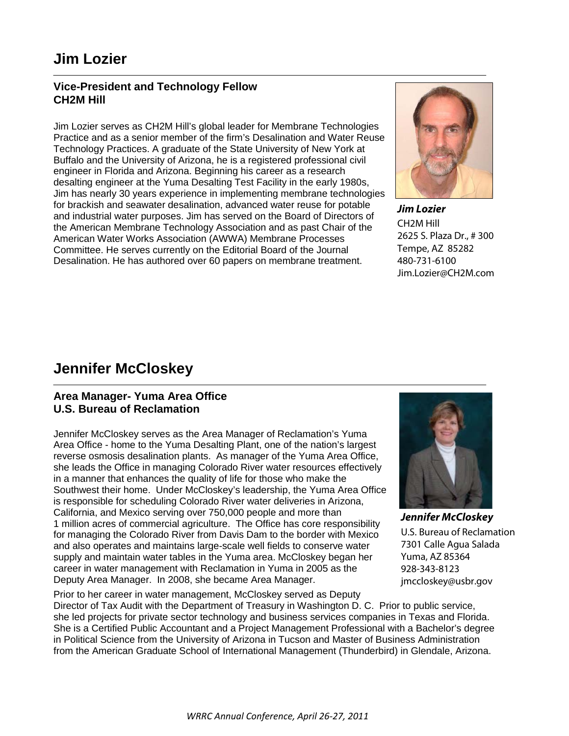# Jim Lozier

**Vice-President and Technology Fellow**
**CH2M Hill**

Jim Lozier serves as CH2M Hill's global leader for Membrane Technologies Practice and as a senior member of the firm's Desalination and Water Reuse Technology Practices. A graduate of the State University of New York at Buffalo and the University of Arizona, he is a registered professional civil engineer in Florida and Arizona. Beginning his career as a research desalting engineer at the Yuma Desalting Test Facility in the early 1980s, Jim has nearly 30 years experience in implementing membrane technologies for brackish and seawater desalination, advanced water reuse for potable and industrial water purposes. Jim has served on the Board of Directors of the American Membrane Technology Association and as past Chair of the American Water Works Association (AWWA) Membrane Processes Committee. He serves currently on the Editorial Board of the Journal Desalination. He has authored over 60 papers on membrane treatment.

***Jim Lozier***
CH2M Hill
2625 S. Plaza Dr., # 300
Tempe, AZ 85282
480-731-6100
Jim.Lozier@CH2M.com

# Jennifer McCloskey

**Area Manager- Yuma Area Office**
**U.S. Bureau of Reclamation**

Jennifer McCloskey serves as the Area Manager of Reclamation's Yuma Area Office - home to the Yuma Desalting Plant, one of the nation's largest reverse osmosis desalination plants. As manager of the Yuma Area Office, she leads the Office in managing Colorado River water resources effectively in a manner that enhances the quality of life for those who make the Southwest their home. Under McCloskey's leadership, the Yuma Area Office is responsible for scheduling Colorado River water deliveries in Arizona, California, and Mexico serving over 750,000 people and more than 1 million acres of commercial agriculture. The Office has core responsibility for managing the Colorado River from Davis Dam to the border with Mexico and also operates and maintains large-scale well fields to conserve water supply and maintain water tables in the Yuma area. McCloskey began her career in water management with Reclamation in Yuma in 2005 as the Deputy Area Manager. In 2008, she became Area Manager.

***Jennifer McCloskey***
U.S. Bureau of Reclamation
7301 Calle Agua Salada
Yuma, AZ 85364
928-343-8123
jmccloskey@usbr.gov

Prior to her career in water management, McCloskey served as Deputy Director of Tax Audit with the Department of Treasury in Washington D. C. Prior to public service, she led projects for private sector technology and business services companies in Texas and Florida. She is a Certified Public Accountant and a Project Management Professional with a Bachelor's degree in Political Science from the University of Arizona in Tucson and Master of Business Administration from the American Graduate School of International Management (Thunderbird) in Glendale, Arizona.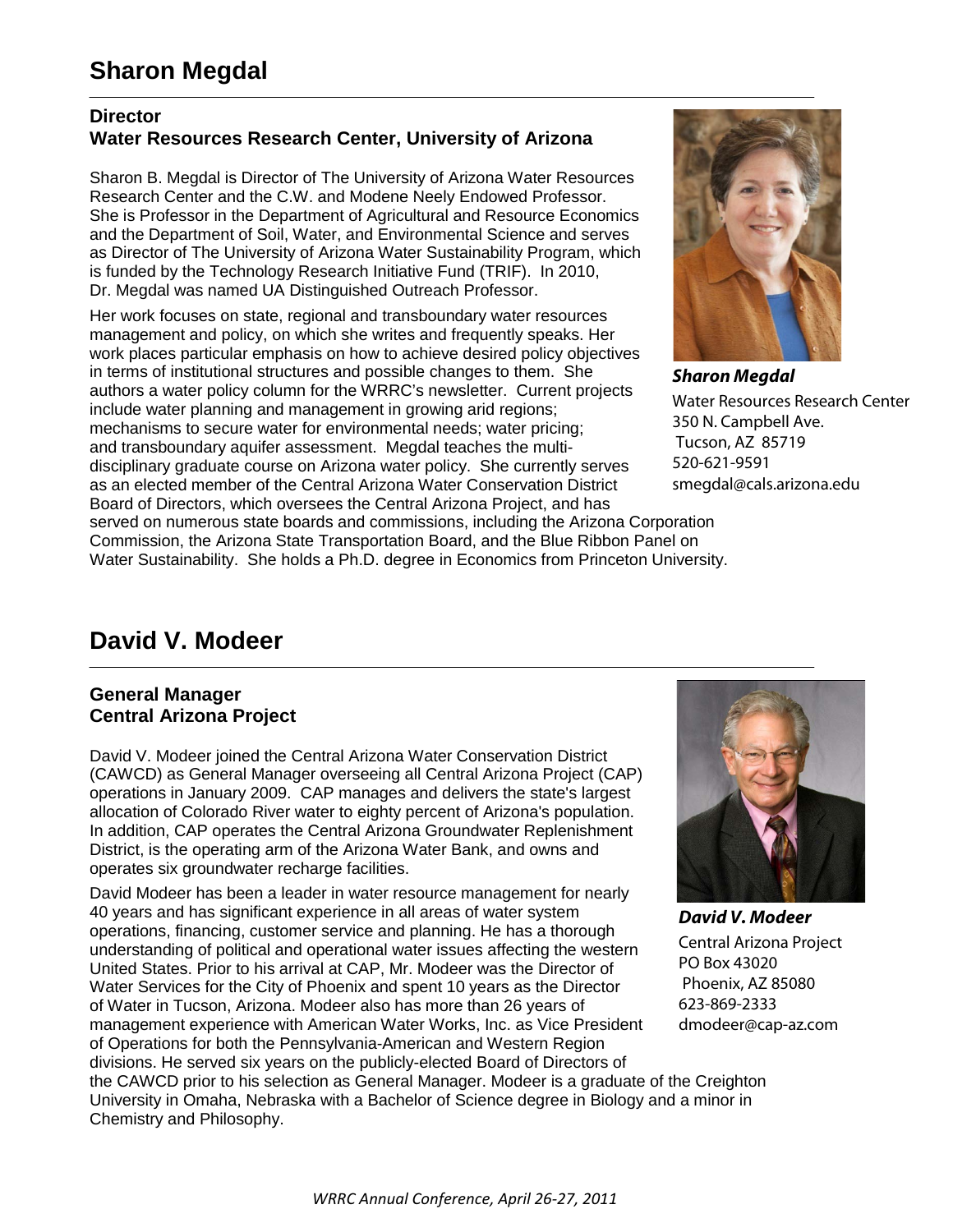# Sharon Megdal

### Director
### Water Resources Research Center, University of Arizona

Sharon B. Megdal is Director of The University of Arizona Water Resources Research Center and the C.W. and Modene Neely Endowed Professor. She is Professor in the Department of Agricultural and Resource Economics and the Department of Soil, Water, and Environmental Science and serves as Director of The University of Arizona Water Sustainability Program, which is funded by the Technology Research Initiative Fund (TRIF). In 2010, Dr. Megdal was named UA Distinguished Outreach Professor.

Her work focuses on state, regional and transboundary water resources management and policy, on which she writes and frequently speaks. Her work places particular emphasis on how to achieve desired policy objectives in terms of institutional structures and possible changes to them. She authors a water policy column for the WRRC's newsletter. Current projects include water planning and management in growing arid regions; mechanisms to secure water for environmental needs; water pricing; and transboundary aquifer assessment. Megdal teaches the multi-disciplinary graduate course on Arizona water policy. She currently serves as an elected member of the Central Arizona Water Conservation District Board of Directors, which oversees the Central Arizona Project, and has served on numerous state boards and commissions, including the Arizona Corporation Commission, the Arizona State Transportation Board, and the Blue Ribbon Panel on Water Sustainability. She holds a Ph.D. degree in Economics from Princeton University.

***Sharon Megdal***
Water Resources Research Center
350 N. Campbell Ave.
Tucson, AZ 85719
520-621-9591
smegdal@cals.arizona.edu

# David V. Modeer

### General Manager
### Central Arizona Project

David V. Modeer joined the Central Arizona Water Conservation District (CAWCD) as General Manager overseeing all Central Arizona Project (CAP) operations in January 2009. CAP manages and delivers the state's largest allocation of Colorado River water to eighty percent of Arizona's population. In addition, CAP operates the Central Arizona Groundwater Replenishment District, is the operating arm of the Arizona Water Bank, and owns and operates six groundwater recharge facilities.

David Modeer has been a leader in water resource management for nearly 40 years and has significant experience in all areas of water system operations, financing, customer service and planning. He has a thorough understanding of political and operational water issues affecting the western United States. Prior to his arrival at CAP, Mr. Modeer was the Director of Water Services for the City of Phoenix and spent 10 years as the Director of Water in Tucson, Arizona. Modeer also has more than 26 years of management experience with American Water Works, Inc. as Vice President of Operations for both the Pennsylvania-American and Western Region divisions. He served six years on the publicly-elected Board of Directors of the CAWCD prior to his selection as General Manager. Modeer is a graduate of the Creighton University in Omaha, Nebraska with a Bachelor of Science degree in Biology and a minor in Chemistry and Philosophy.

***David V. Modeer***
Central Arizona Project
PO Box 43020
Phoenix, AZ 85080
623-869-2333
dmodeer@cap-az.com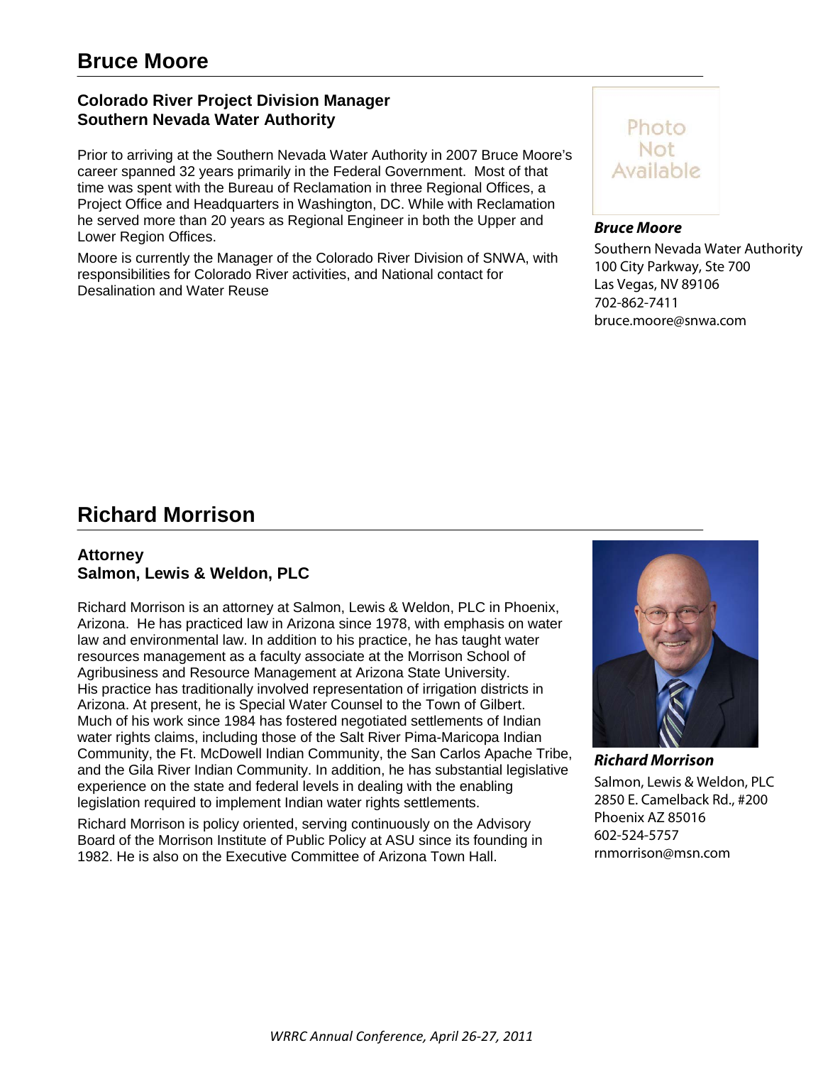## Bruce Moore

**Colorado River Project Division Manager**
**Southern Nevada Water Authority**

Prior to arriving at the Southern Nevada Water Authority in 2007 Bruce Moore's career spanned 32 years primarily in the Federal Government. Most of that time was spent with the Bureau of Reclamation in three Regional Offices, a Project Office and Headquarters in Washington, DC. While with Reclamation he served more than 20 years as Regional Engineer in both the Upper and Lower Region Offices.

Moore is currently the Manager of the Colorado River Division of SNWA, with responsibilities for Colorado River activities, and National contact for Desalination and Water Reuse

Photo Not Available

***Bruce Moore***
Southern Nevada Water Authority
100 City Parkway, Ste 700
Las Vegas, NV 89106
702-862-7411
bruce.moore@snwa.com

## Richard Morrison

**Attorney**
**Salmon, Lewis & Weldon, PLC**

Richard Morrison is an attorney at Salmon, Lewis & Weldon, PLC in Phoenix, Arizona. He has practiced law in Arizona since 1978, with emphasis on water law and environmental law. In addition to his practice, he has taught water resources management as a faculty associate at the Morrison School of Agribusiness and Resource Management at Arizona State University. His practice has traditionally involved representation of irrigation districts in Arizona. At present, he is Special Water Counsel to the Town of Gilbert. Much of his work since 1984 has fostered negotiated settlements of Indian water rights claims, including those of the Salt River Pima-Maricopa Indian Community, the Ft. McDowell Indian Community, the San Carlos Apache Tribe, and the Gila River Indian Community. In addition, he has substantial legislative experience on the state and federal levels in dealing with the enabling legislation required to implement Indian water rights settlements.

Richard Morrison is policy oriented, serving continuously on the Advisory Board of the Morrison Institute of Public Policy at ASU since its founding in 1982. He is also on the Executive Committee of Arizona Town Hall.

***Richard Morrison***
Salmon, Lewis & Weldon, PLC
2850 E. Camelback Rd., #200
Phoenix AZ 85016
602-524-5757
rnmorrison@msn.com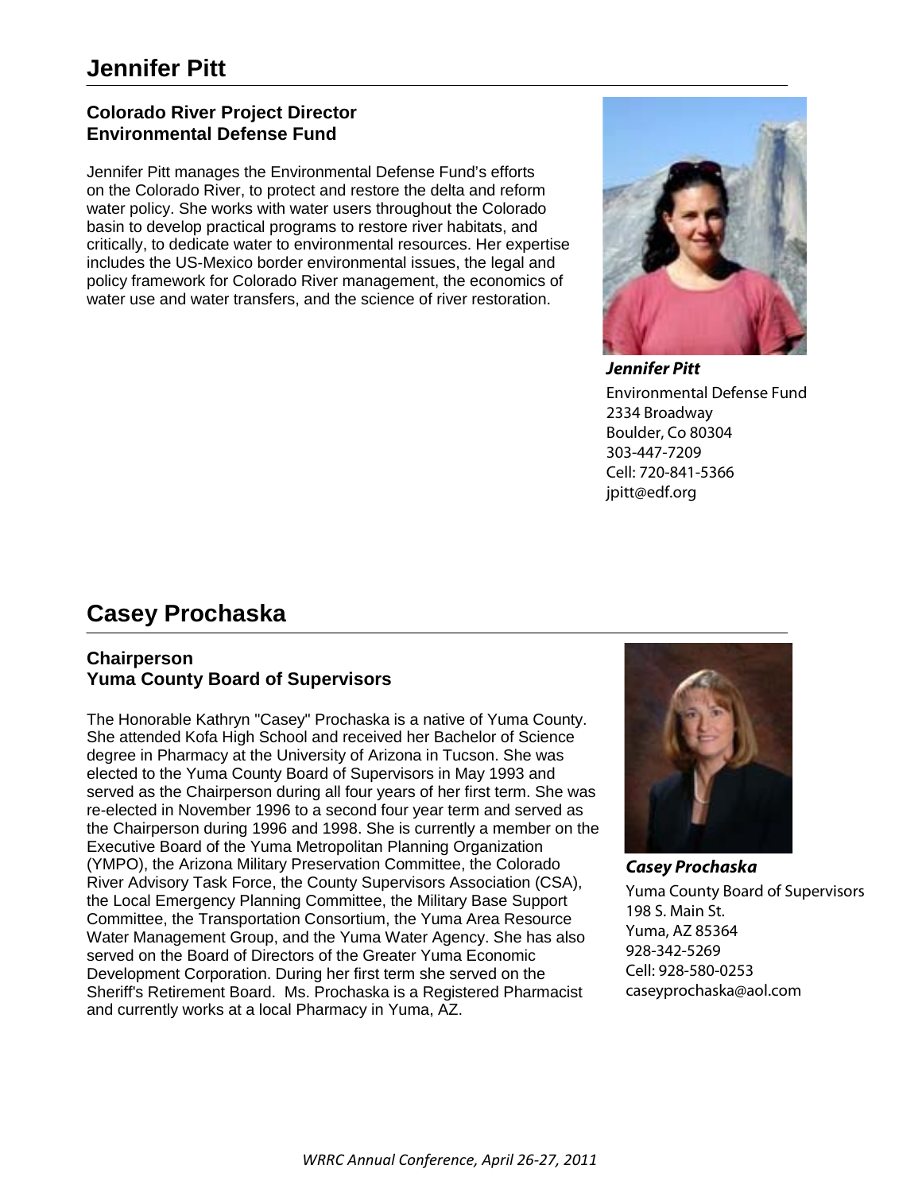# Jennifer Pitt

**Colorado River Project Director**
**Environmental Defense Fund**

Jennifer Pitt manages the Environmental Defense Fund's efforts on the Colorado River, to protect and restore the delta and reform water policy. She works with water users throughout the Colorado basin to develop practical programs to restore river habitats, and critically, to dedicate water to environmental resources. Her expertise includes the US-Mexico border environmental issues, the legal and policy framework for Colorado River management, the economics of water use and water transfers, and the science of river restoration.

***Jennifer Pitt***
Environmental Defense Fund
2334 Broadway
Boulder, Co 80304
303-447-7209
Cell: 720-841-5366
jpitt@edf.org

# Casey Prochaska

**Chairperson**
**Yuma County Board of Supervisors**

The Honorable Kathryn "Casey" Prochaska is a native of Yuma County. She attended Kofa High School and received her Bachelor of Science degree in Pharmacy at the University of Arizona in Tucson. She was elected to the Yuma County Board of Supervisors in May 1993 and served as the Chairperson during all four years of her first term. She was re-elected in November 1996 to a second four year term and served as the Chairperson during 1996 and 1998. She is currently a member on the Executive Board of the Yuma Metropolitan Planning Organization (YMPO), the Arizona Military Preservation Committee, the Colorado River Advisory Task Force, the County Supervisors Association (CSA), the Local Emergency Planning Committee, the Military Base Support Committee, the Transportation Consortium, the Yuma Area Resource Water Management Group, and the Yuma Water Agency. She has also served on the Board of Directors of the Greater Yuma Economic Development Corporation. During her first term she served on the Sheriff's Retirement Board. Ms. Prochaska is a Registered Pharmacist and currently works at a local Pharmacy in Yuma, AZ.

***Casey Prochaska***
Yuma County Board of Supervisors
198 S. Main St.
Yuma, AZ 85364
928-342-5269
Cell: 928-580-0253
caseyprochaska@aol.com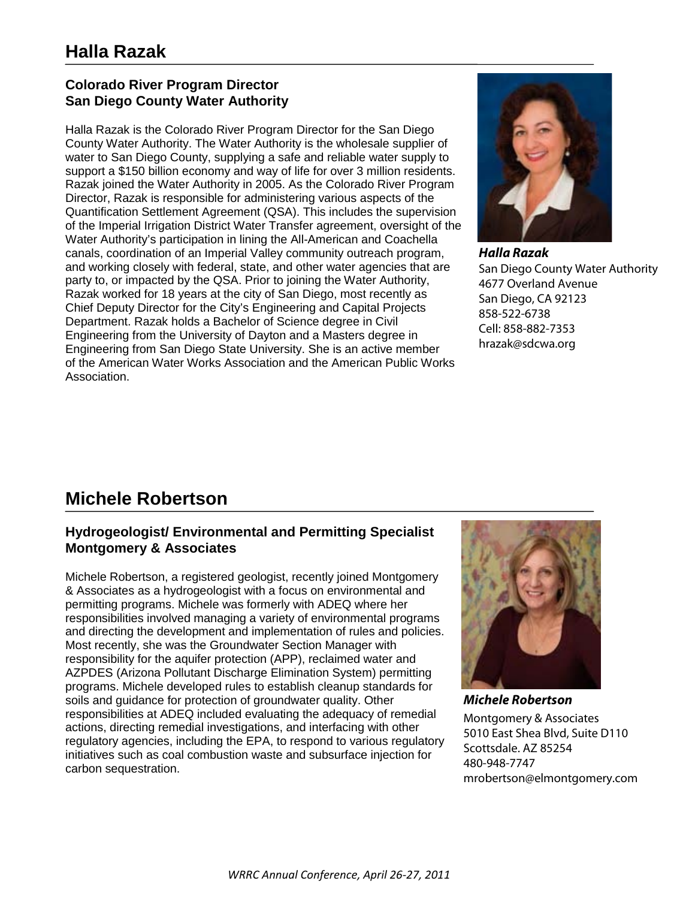## Halla Razak

### Colorado River Program Director
### San Diego County Water Authority

Halla Razak is the Colorado River Program Director for the San Diego County Water Authority. The Water Authority is the wholesale supplier of water to San Diego County, supplying a safe and reliable water supply to support a $150 billion economy and way of life for over 3 million residents. Razak joined the Water Authority in 2005. As the Colorado River Program Director, Razak is responsible for administering various aspects of the Quantification Settlement Agreement (QSA). This includes the supervision of the Imperial Irrigation District Water Transfer agreement, oversight of the Water Authority's participation in lining the All-American and Coachella canals, coordination of an Imperial Valley community outreach program, and working closely with federal, state, and other water agencies that are party to, or impacted by the QSA. Prior to joining the Water Authority, Razak worked for 18 years at the city of San Diego, most recently as Chief Deputy Director for the City's Engineering and Capital Projects Department. Razak holds a Bachelor of Science degree in Civil Engineering from the University of Dayton and a Masters degree in Engineering from San Diego State University. She is an active member of the American Water Works Association and the American Public Works Association.

***Halla Razak***
San Diego County Water Authority
4677 Overland Avenue
San Diego, CA 92123
858-522-6738
Cell: 858-882-7353
hrazak@sdcwa.org

## Michele Robertson

### Hydrogeologist/ Environmental and Permitting Specialist
### Montgomery & Associates

Michele Robertson, a registered geologist, recently joined Montgomery & Associates as a hydrogeologist with a focus on environmental and permitting programs. Michele was formerly with ADEQ where her responsibilities involved managing a variety of environmental programs and directing the development and implementation of rules and policies. Most recently, she was the Groundwater Section Manager with responsibility for the aquifer protection (APP), reclaimed water and AZPDES (Arizona Pollutant Discharge Elimination System) permitting programs. Michele developed rules to establish cleanup standards for soils and guidance for protection of groundwater quality. Other responsibilities at ADEQ included evaluating the adequacy of remedial actions, directing remedial investigations, and interfacing with other regulatory agencies, including the EPA, to respond to various regulatory initiatives such as coal combustion waste and subsurface injection for carbon sequestration.

***Michele Robertson***
Montgomery & Associates
5010 East Shea Blvd, Suite D110
Scottsdale. AZ 85254
480-948-7747
mrobertson@elmontgomery.com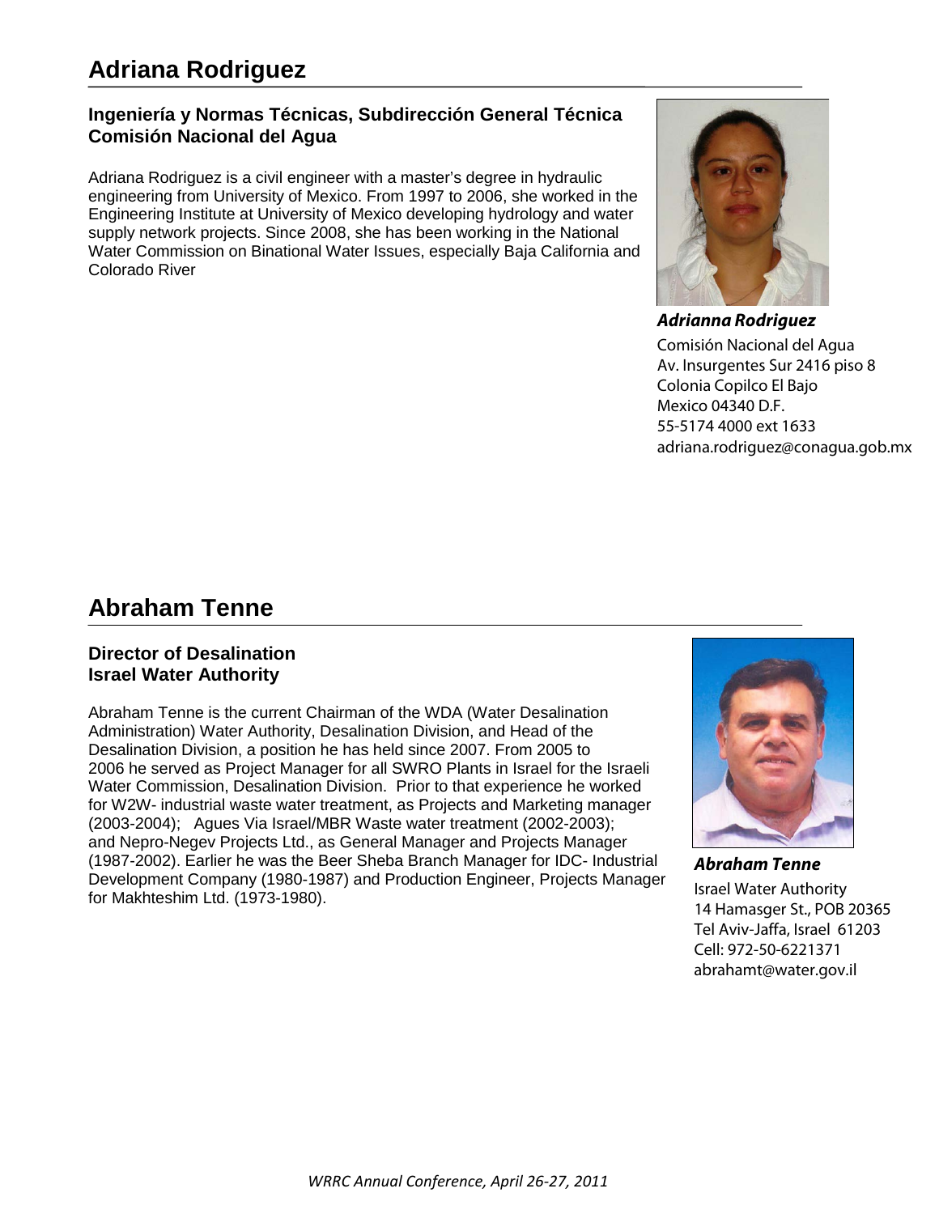## Adriana Rodriguez

**Ingeniería y Normas Técnicas, Subdirección General Técnica**
**Comisión Nacional del Agua**

Adriana Rodriguez is a civil engineer with a master's degree in hydraulic engineering from University of Mexico. From 1997 to 2006, she worked in the Engineering Institute at University of Mexico developing hydrology and water supply network projects. Since 2008, she has been working in the National Water Commission on Binational Water Issues, especially Baja California and Colorado River

***Adrianna Rodriguez***
Comisión Nacional del Agua
Av. Insurgentes Sur 2416 piso 8
Colonia Copilco El Bajo
Mexico 04340 D.F.
55-5174 4000 ext 1633
adriana.rodriguez@conagua.gob.mx

## Abraham Tenne

**Director of Desalination**
**Israel Water Authority**

Abraham Tenne is the current Chairman of the WDA (Water Desalination Administration) Water Authority, Desalination Division, and Head of the Desalination Division, a position he has held since 2007. From 2005 to 2006 he served as Project Manager for all SWRO Plants in Israel for the Israeli Water Commission, Desalination Division. Prior to that experience he worked for W2W- industrial waste water treatment, as Projects and Marketing manager (2003-2004); Agues Via Israel/MBR Waste water treatment (2002-2003); and Nepro-Negev Projects Ltd., as General Manager and Projects Manager (1987-2002). Earlier he was the Beer Sheba Branch Manager for IDC- Industrial Development Company (1980-1987) and Production Engineer, Projects Manager for Makhteshim Ltd. (1973-1980).

***Abraham Tenne***
Israel Water Authority
14 Hamasger St., POB 20365
Tel Aviv-Jaffa, Israel 61203
Cell: 972-50-6221371
abrahamt@water.gov.il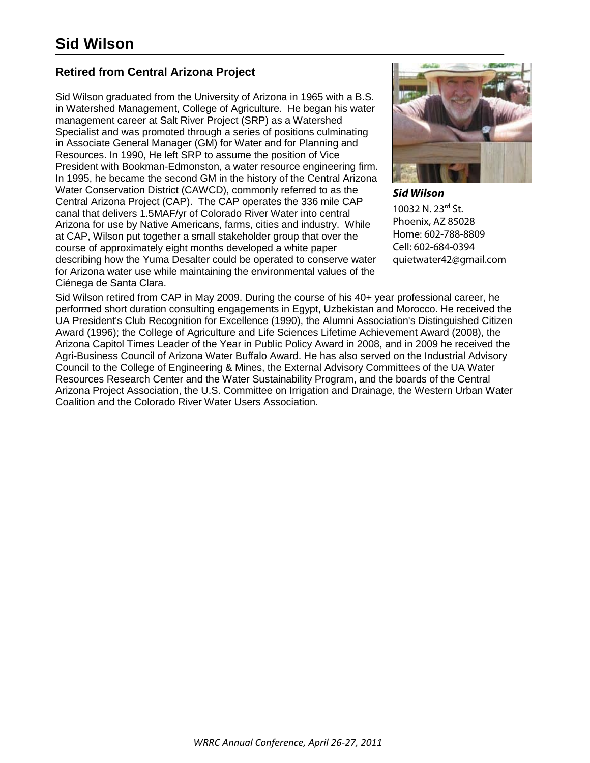# Sid Wilson

## Retired from Central Arizona Project

Sid Wilson graduated from the University of Arizona in 1965 with a B.S. in Watershed Management, College of Agriculture. He began his water management career at Salt River Project (SRP) as a Watershed Specialist and was promoted through a series of positions culminating in Associate General Manager (GM) for Water and for Planning and Resources. In 1990, He left SRP to assume the position of Vice President with Bookman-Edmonston, a water resource engineering firm. In 1995, he became the second GM in the history of the Central Arizona Water Conservation District (CAWCD), commonly referred to as the Central Arizona Project (CAP). The CAP operates the 336 mile CAP canal that delivers 1.5MAF/yr of Colorado River Water into central Arizona for use by Native Americans, farms, cities and industry. While at CAP, Wilson put together a small stakeholder group that over the course of approximately eight months developed a white paper describing how the Yuma Desalter could be operated to conserve water for Arizona water use while maintaining the environmental values of the Ciénega de Santa Clara.

***Sid Wilson***
10032 N. 23rd St.
Phoenix, AZ 85028
Home: 602-788-8809
Cell: 602-684-0394
quietwater42@gmail.com

Sid Wilson retired from CAP in May 2009. During the course of his 40+ year professional career, he performed short duration consulting engagements in Egypt, Uzbekistan and Morocco. He received the UA President's Club Recognition for Excellence (1990), the Alumni Association's Distinguished Citizen Award (1996); the College of Agriculture and Life Sciences Lifetime Achievement Award (2008), the Arizona Capitol Times Leader of the Year in Public Policy Award in 2008, and in 2009 he received the Agri-Business Council of Arizona Water Buffalo Award. He has also served on the Industrial Advisory Council to the College of Engineering & Mines, the External Advisory Committees of the UA Water Resources Research Center and the Water Sustainability Program, and the boards of the Central Arizona Project Association, the U.S. Committee on Irrigation and Drainage, the Western Urban Water Coalition and the Colorado River Water Users Association.